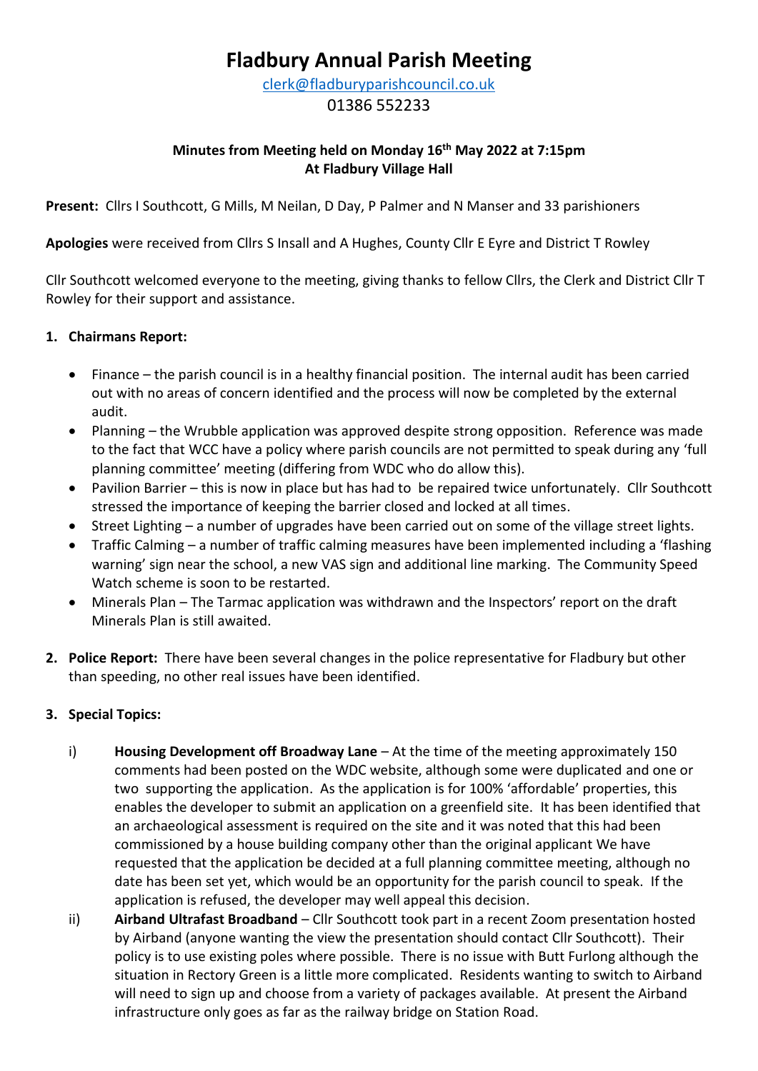# Fladbury Annual Parish Meeting

clerk@fladburyparishcouncil.co.uk

01386 552233

**Minutes from Meeting held on Monday 16th May 2022 at 7:15pm**
**At Fladbury Village Hall**

**Present:** Cllrs I Southcott, G Mills, M Neilan, D Day, P Palmer and N Manser and 33 parishioners

**Apologies** were received from Cllrs S Insall and A Hughes, County Cllr E Eyre and District T Rowley

Cllr Southcott welcomed everyone to the meeting, giving thanks to fellow Cllrs, the Clerk and District Cllr T Rowley for their support and assistance.

1. **Chairmans Report:**

   - Finance – the parish council is in a healthy financial position. The internal audit has been carried out with no areas of concern identified and the process will now be completed by the external audit.
   - Planning – the Wrubble application was approved despite strong opposition. Reference was made to the fact that WCC have a policy where parish councils are not permitted to speak during any 'full planning committee' meeting (differing from WDC who do allow this).
   - Pavilion Barrier – this is now in place but has had to be repaired twice unfortunately. Cllr Southcott stressed the importance of keeping the barrier closed and locked at all times.
   - Street Lighting – a number of upgrades have been carried out on some of the village street lights.
   - Traffic Calming – a number of traffic calming measures have been implemented including a 'flashing warning' sign near the school, a new VAS sign and additional line marking. The Community Speed Watch scheme is soon to be restarted.
   - Minerals Plan – The Tarmac application was withdrawn and the Inspectors' report on the draft Minerals Plan is still awaited.

2. **Police Report:** There have been several changes in the police representative for Fladbury but other than speeding, no other real issues have been identified.

3. **Special Topics:**

   i) **Housing Development off Broadway Lane** – At the time of the meeting approximately 150 comments had been posted on the WDC website, although some were duplicated and one or two supporting the application. As the application is for 100% 'affordable' properties, this enables the developer to submit an application on a greenfield site. It has been identified that an archaeological assessment is required on the site and it was noted that this had been commissioned by a house building company other than the original applicant We have requested that the application be decided at a full planning committee meeting, although no date has been set yet, which would be an opportunity for the parish council to speak. If the application is refused, the developer may well appeal this decision.

   ii) **Airband Ultrafast Broadband** – Cllr Southcott took part in a recent Zoom presentation hosted by Airband (anyone wanting the view the presentation should contact Cllr Southcott). Their policy is to use existing poles where possible. There is no issue with Butt Furlong although the situation in Rectory Green is a little more complicated. Residents wanting to switch to Airband will need to sign up and choose from a variety of packages available. At present the Airband infrastructure only goes as far as the railway bridge on Station Road.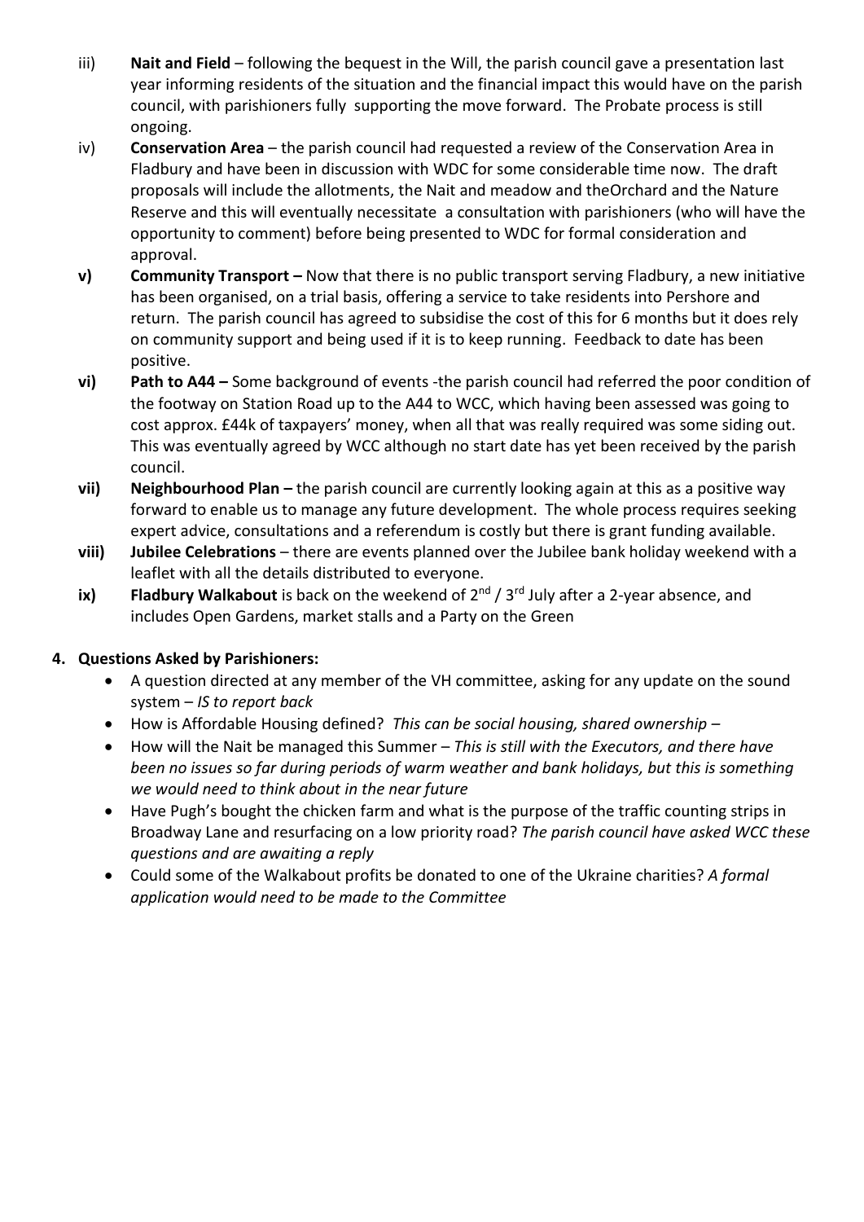iii) **Nait and Field** – following the bequest in the Will, the parish council gave a presentation last year informing residents of the situation and the financial impact this would have on the parish council, with parishioners fully supporting the move forward. The Probate process is still ongoing.

iv) **Conservation Area** – the parish council had requested a review of the Conservation Area in Fladbury and have been in discussion with WDC for some considerable time now. The draft proposals will include the allotments, the Nait and meadow and theOrchard and the Nature Reserve and this will eventually necessitate a consultation with parishioners (who will have the opportunity to comment) before being presented to WDC for formal consideration and approval.

**v) Community Transport –** Now that there is no public transport serving Fladbury, a new initiative has been organised, on a trial basis, offering a service to take residents into Pershore and return. The parish council has agreed to subsidise the cost of this for 6 months but it does rely on community support and being used if it is to keep running. Feedback to date has been positive.

**vi) Path to A44 –** Some background of events -the parish council had referred the poor condition of the footway on Station Road up to the A44 to WCC, which having been assessed was going to cost approx. £44k of taxpayers' money, when all that was really required was some siding out. This was eventually agreed by WCC although no start date has yet been received by the parish council.

**vii) Neighbourhood Plan –** the parish council are currently looking again at this as a positive way forward to enable us to manage any future development. The whole process requires seeking expert advice, consultations and a referendum is costly but there is grant funding available.

**viii) Jubilee Celebrations** – there are events planned over the Jubilee bank holiday weekend with a leaflet with all the details distributed to everyone.

**ix) Fladbury Walkabout** is back on the weekend of 2nd / 3rd July after a 2-year absence, and includes Open Gardens, market stalls and a Party on the Green

**4. Questions Asked by Parishioners:**

- A question directed at any member of the VH committee, asking for any update on the sound system – *IS to report back*
- How is Affordable Housing defined? *This can be social housing, shared ownership –*
- How will the Nait be managed this Summer – *This is still with the Executors, and there have been no issues so far during periods of warm weather and bank holidays, but this is something we would need to think about in the near future*
- Have Pugh's bought the chicken farm and what is the purpose of the traffic counting strips in Broadway Lane and resurfacing on a low priority road? *The parish council have asked WCC these questions and are awaiting a reply*
- Could some of the Walkabout profits be donated to one of the Ukraine charities? *A formal application would need to be made to the Committee*